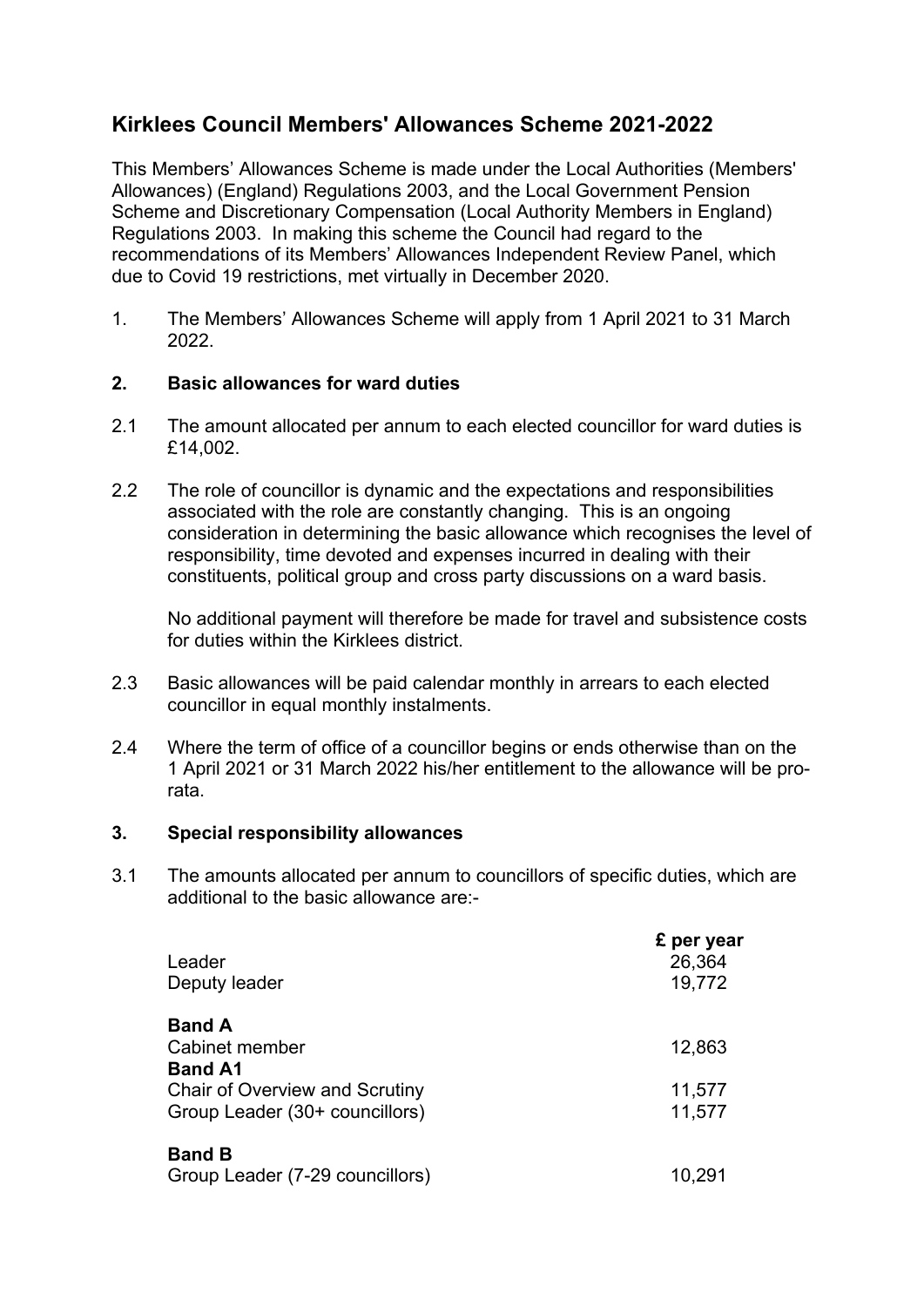# Kirklees Council Members' Allowances Scheme 2021-2022

This Members' Allowances Scheme is made under the Local Authorities (Members' Allowances) (England) Regulations 2003, and the Local Government Pension Scheme and Discretionary Compensation (Local Authority Members in England) Regulations 2003. In making this scheme the Council had regard to the recommendations of its Members' Allowances Independent Review Panel, which due to Covid 19 restrictions, met virtually in December 2020.

1. The Members' Allowances Scheme will apply from 1 April 2021 to 31 March 2022.

## 2. Basic allowances for ward duties

2.1 The amount allocated per annum to each elected councillor for ward duties is £14,002.

2.2 The role of councillor is dynamic and the expectations and responsibilities associated with the role are constantly changing. This is an ongoing consideration in determining the basic allowance which recognises the level of responsibility, time devoted and expenses incurred in dealing with their constituents, political group and cross party discussions on a ward basis.

No additional payment will therefore be made for travel and subsistence costs for duties within the Kirklees district.

2.3 Basic allowances will be paid calendar monthly in arrears to each elected councillor in equal monthly instalments.

2.4 Where the term of office of a councillor begins or ends otherwise than on the 1 April 2021 or 31 March 2022 his/her entitlement to the allowance will be pro-rata.

## 3. Special responsibility allowances

3.1 The amounts allocated per annum to councillors of specific duties, which are additional to the basic allowance are:-

| | £ per year |
|---|---|
| Leader | 26,364 |
| Deputy leader | 19,772 |
| **Band A** | |
| Cabinet member | 12,863 |
| **Band A1** | |
| Chair of Overview and Scrutiny | 11,577 |
| Group Leader (30+ councillors) | 11,577 |
| **Band B** | |
| Group Leader (7-29 councillors) | 10,291 |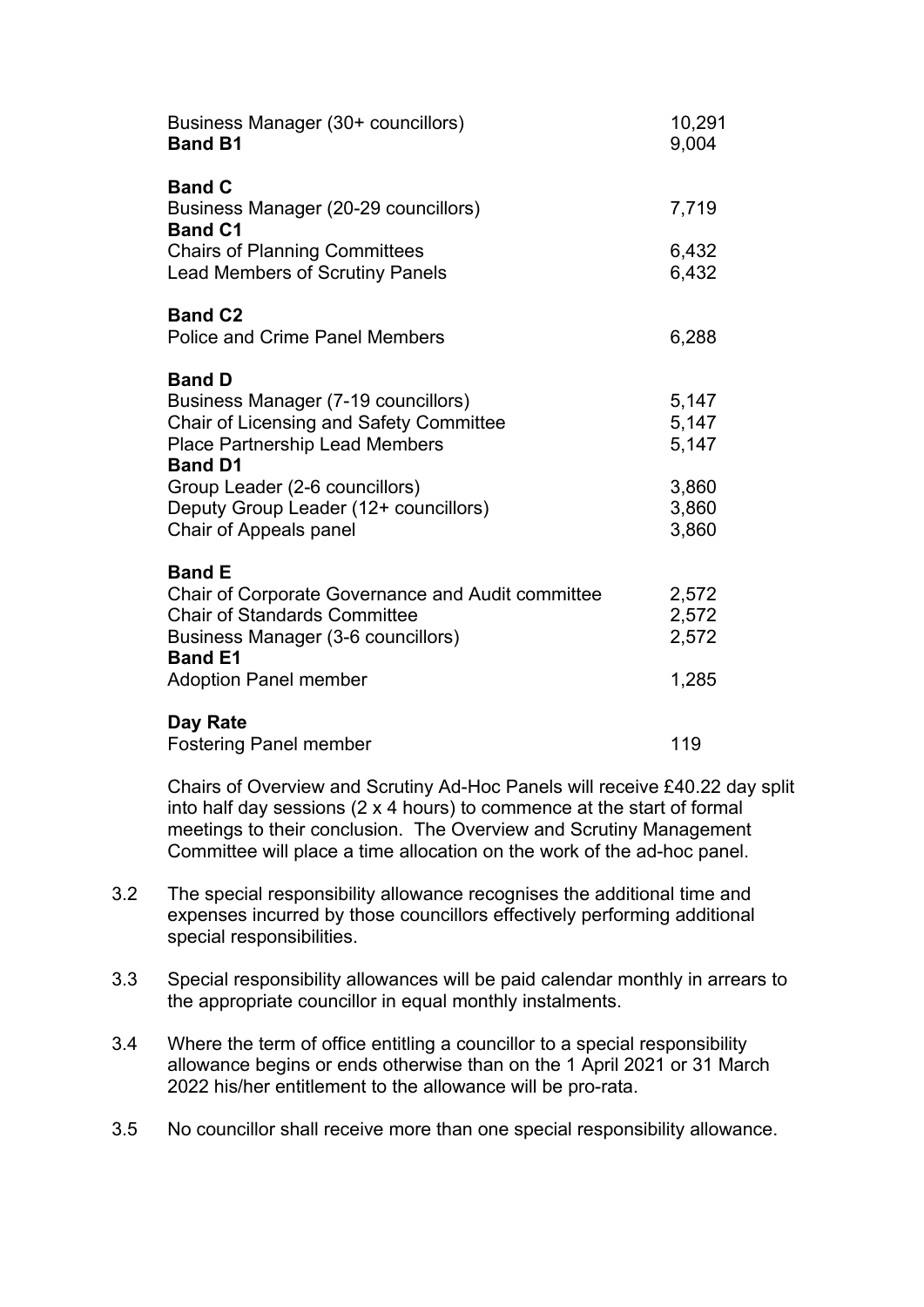| | |
|---|---|
| Business Manager (30+ councillors) | 10,291 |
| **Band B1** | 9,004 |
| **Band C** | |
| Business Manager (20-29 councillors) | 7,719 |
| **Band C1** | |
| Chairs of Planning Committees | 6,432 |
| Lead Members of Scrutiny Panels | 6,432 |
| **Band C2** | |
| Police and Crime Panel Members | 6,288 |
| **Band D** | |
| Business Manager (7-19 councillors) | 5,147 |
| Chair of Licensing and Safety Committee | 5,147 |
| Place Partnership Lead Members | 5,147 |
| **Band D1** | |
| Group Leader (2-6 councillors) | 3,860 |
| Deputy Group Leader (12+ councillors) | 3,860 |
| Chair of Appeals panel | 3,860 |
| **Band E** | |
| Chair of Corporate Governance and Audit committee | 2,572 |
| Chair of Standards Committee | 2,572 |
| Business Manager (3-6 councillors) | 2,572 |
| **Band E1** | |
| Adoption Panel member | 1,285 |
| **Day Rate** | |
| Fostering Panel member | 119 |

Chairs of Overview and Scrutiny Ad-Hoc Panels will receive £40.22 day split into half day sessions (2 x 4 hours) to commence at the start of formal meetings to their conclusion. The Overview and Scrutiny Management Committee will place a time allocation on the work of the ad-hoc panel.

3.2 The special responsibility allowance recognises the additional time and expenses incurred by those councillors effectively performing additional special responsibilities.

3.3 Special responsibility allowances will be paid calendar monthly in arrears to the appropriate councillor in equal monthly instalments.

3.4 Where the term of office entitling a councillor to a special responsibility allowance begins or ends otherwise than on the 1 April 2021 or 31 March 2022 his/her entitlement to the allowance will be pro-rata.

3.5 No councillor shall receive more than one special responsibility allowance.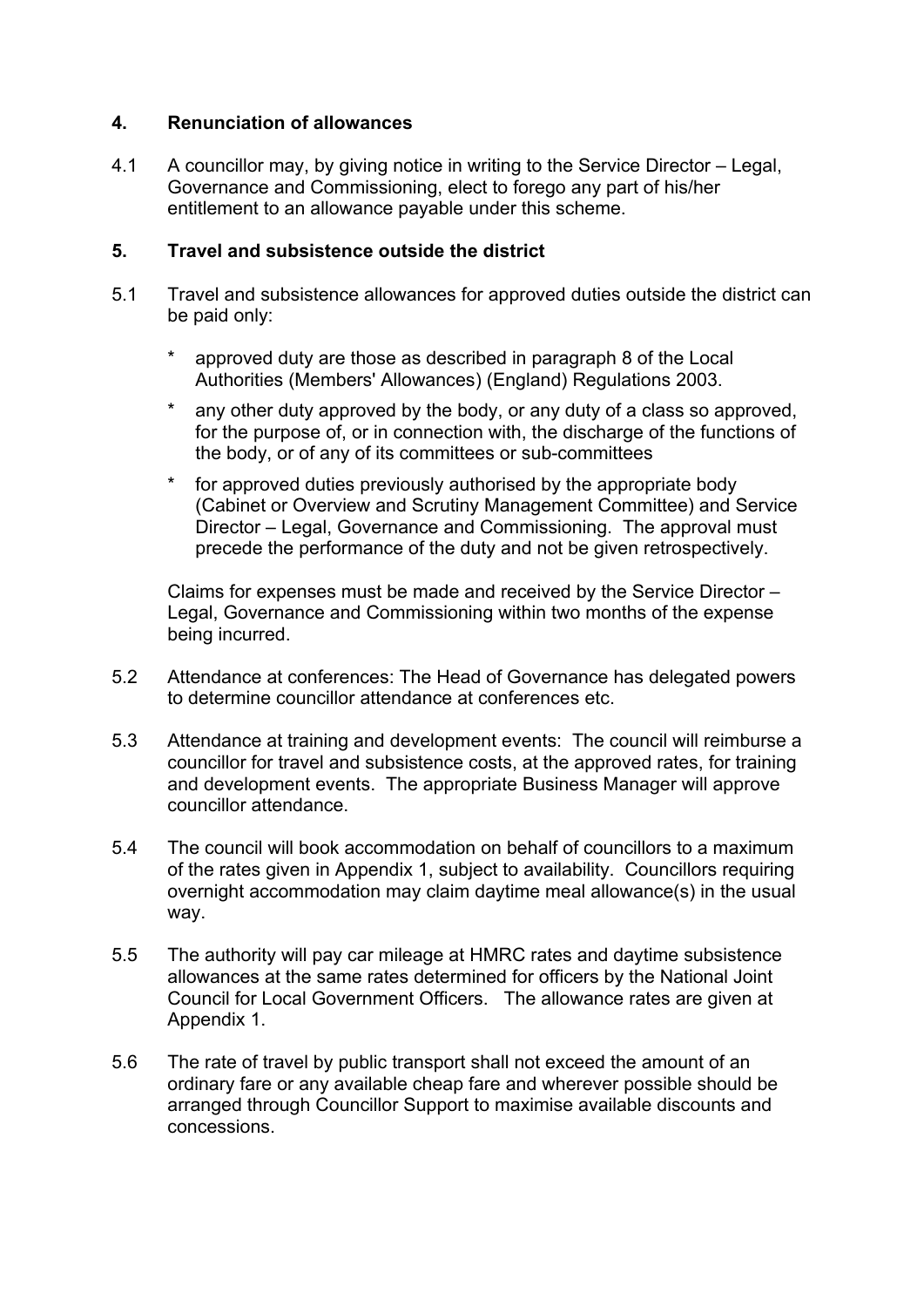## 4. Renunciation of allowances

4.1 A councillor may, by giving notice in writing to the Service Director – Legal, Governance and Commissioning, elect to forego any part of his/her entitlement to an allowance payable under this scheme.

## 5. Travel and subsistence outside the district

5.1 Travel and subsistence allowances for approved duties outside the district can be paid only:

- approved duty are those as described in paragraph 8 of the Local Authorities (Members' Allowances) (England) Regulations 2003.
- any other duty approved by the body, or any duty of a class so approved, for the purpose of, or in connection with, the discharge of the functions of the body, or of any of its committees or sub-committees
- for approved duties previously authorised by the appropriate body (Cabinet or Overview and Scrutiny Management Committee) and Service Director – Legal, Governance and Commissioning. The approval must precede the performance of the duty and not be given retrospectively.

Claims for expenses must be made and received by the Service Director – Legal, Governance and Commissioning within two months of the expense being incurred.

5.2 Attendance at conferences: The Head of Governance has delegated powers to determine councillor attendance at conferences etc.

5.3 Attendance at training and development events: The council will reimburse a councillor for travel and subsistence costs, at the approved rates, for training and development events. The appropriate Business Manager will approve councillor attendance.

5.4 The council will book accommodation on behalf of councillors to a maximum of the rates given in Appendix 1, subject to availability. Councillors requiring overnight accommodation may claim daytime meal allowance(s) in the usual way.

5.5 The authority will pay car mileage at HMRC rates and daytime subsistence allowances at the same rates determined for officers by the National Joint Council for Local Government Officers. The allowance rates are given at Appendix 1.

5.6 The rate of travel by public transport shall not exceed the amount of an ordinary fare or any available cheap fare and wherever possible should be arranged through Councillor Support to maximise available discounts and concessions.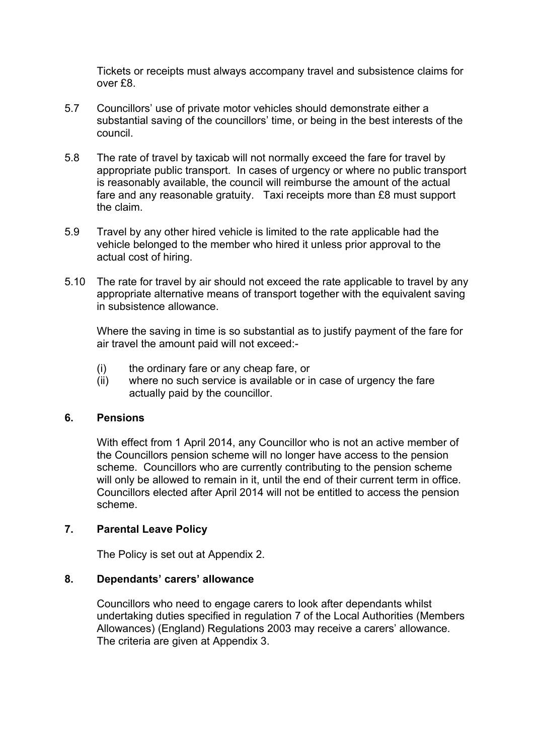Tickets or receipts must always accompany travel and subsistence claims for over £8.

5.7 Councillors' use of private motor vehicles should demonstrate either a substantial saving of the councillors' time, or being in the best interests of the council.

5.8 The rate of travel by taxicab will not normally exceed the fare for travel by appropriate public transport. In cases of urgency or where no public transport is reasonably available, the council will reimburse the amount of the actual fare and any reasonable gratuity. Taxi receipts more than £8 must support the claim.

5.9 Travel by any other hired vehicle is limited to the rate applicable had the vehicle belonged to the member who hired it unless prior approval to the actual cost of hiring.

5.10 The rate for travel by air should not exceed the rate applicable to travel by any appropriate alternative means of transport together with the equivalent saving in subsistence allowance.

Where the saving in time is so substantial as to justify payment of the fare for air travel the amount paid will not exceed:-

(i) the ordinary fare or any cheap fare, or
(ii) where no such service is available or in case of urgency the fare actually paid by the councillor.

## 6. Pensions

With effect from 1 April 2014, any Councillor who is not an active member of the Councillors pension scheme will no longer have access to the pension scheme. Councillors who are currently contributing to the pension scheme will only be allowed to remain in it, until the end of their current term in office. Councillors elected after April 2014 will not be entitled to access the pension scheme.

## 7. Parental Leave Policy

The Policy is set out at Appendix 2.

## 8. Dependants' carers' allowance

Councillors who need to engage carers to look after dependants whilst undertaking duties specified in regulation 7 of the Local Authorities (Members Allowances) (England) Regulations 2003 may receive a carers' allowance. The criteria are given at Appendix 3.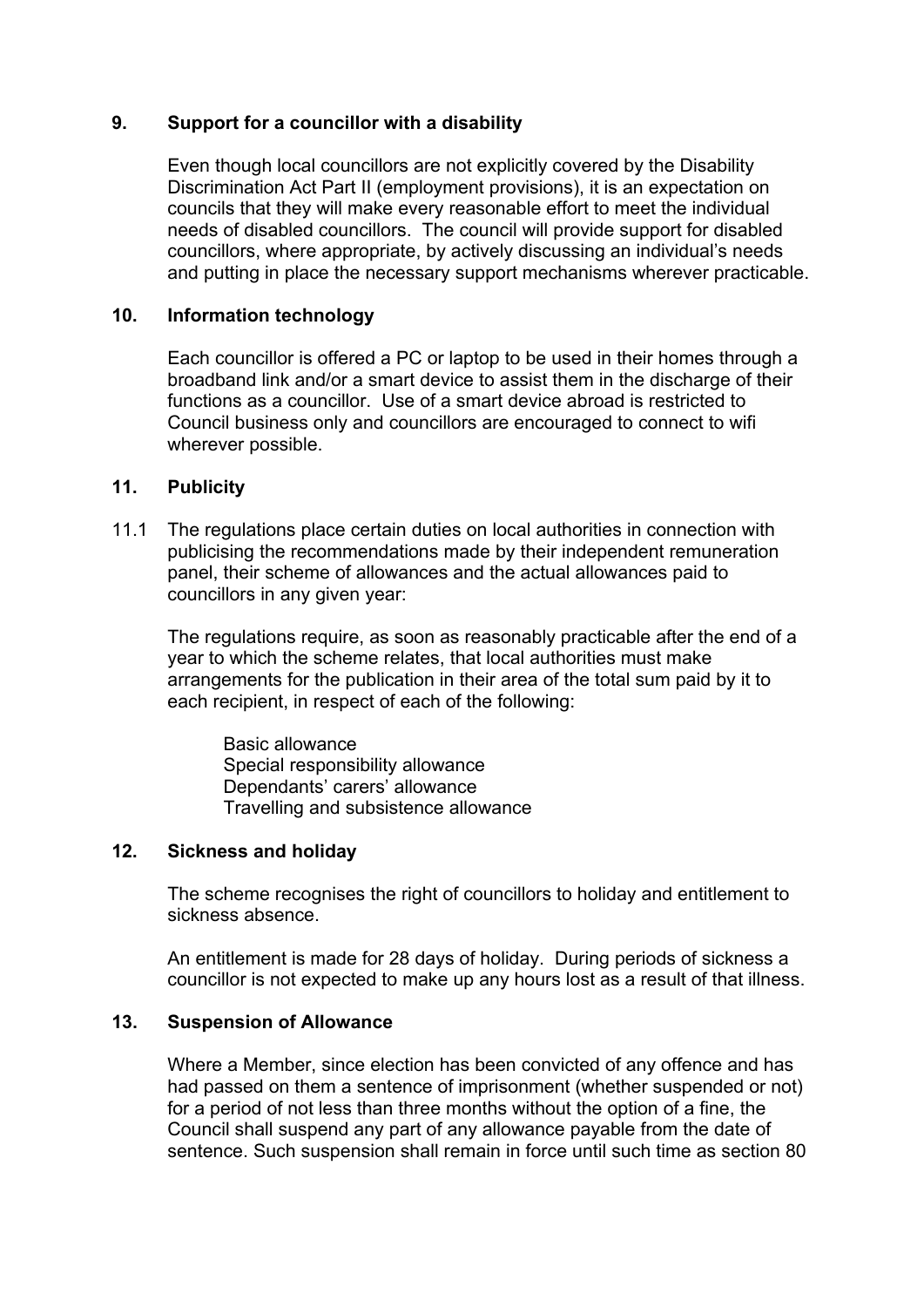## 9. Support for a councillor with a disability

Even though local councillors are not explicitly covered by the Disability Discrimination Act Part II (employment provisions), it is an expectation on councils that they will make every reasonable effort to meet the individual needs of disabled councillors. The council will provide support for disabled councillors, where appropriate, by actively discussing an individual's needs and putting in place the necessary support mechanisms wherever practicable.

## 10. Information technology

Each councillor is offered a PC or laptop to be used in their homes through a broadband link and/or a smart device to assist them in the discharge of their functions as a councillor. Use of a smart device abroad is restricted to Council business only and councillors are encouraged to connect to wifi wherever possible.

## 11. Publicity

11.1 The regulations place certain duties on local authorities in connection with publicising the recommendations made by their independent remuneration panel, their scheme of allowances and the actual allowances paid to councillors in any given year:

The regulations require, as soon as reasonably practicable after the end of a year to which the scheme relates, that local authorities must make arrangements for the publication in their area of the total sum paid by it to each recipient, in respect of each of the following:

- Basic allowance
- Special responsibility allowance
- Dependants' carers' allowance
- Travelling and subsistence allowance

## 12. Sickness and holiday

The scheme recognises the right of councillors to holiday and entitlement to sickness absence.

An entitlement is made for 28 days of holiday. During periods of sickness a councillor is not expected to make up any hours lost as a result of that illness.

## 13. Suspension of Allowance

Where a Member, since election has been convicted of any offence and has had passed on them a sentence of imprisonment (whether suspended or not) for a period of not less than three months without the option of a fine, the Council shall suspend any part of any allowance payable from the date of sentence. Such suspension shall remain in force until such time as section 80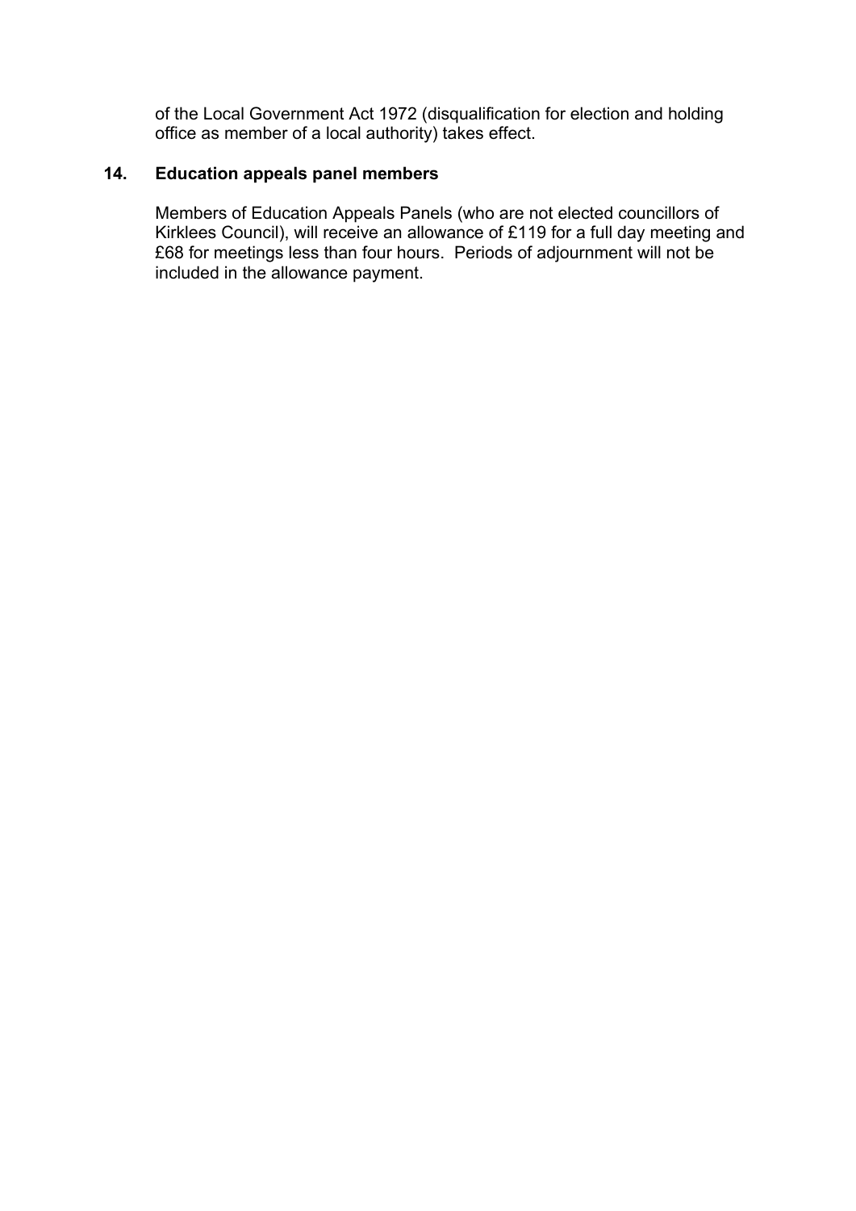of the Local Government Act 1972 (disqualification for election and holding office as member of a local authority) takes effect.

## 14. Education appeals panel members

Members of Education Appeals Panels (who are not elected councillors of Kirklees Council), will receive an allowance of £119 for a full day meeting and £68 for meetings less than four hours. Periods of adjournment will not be included in the allowance payment.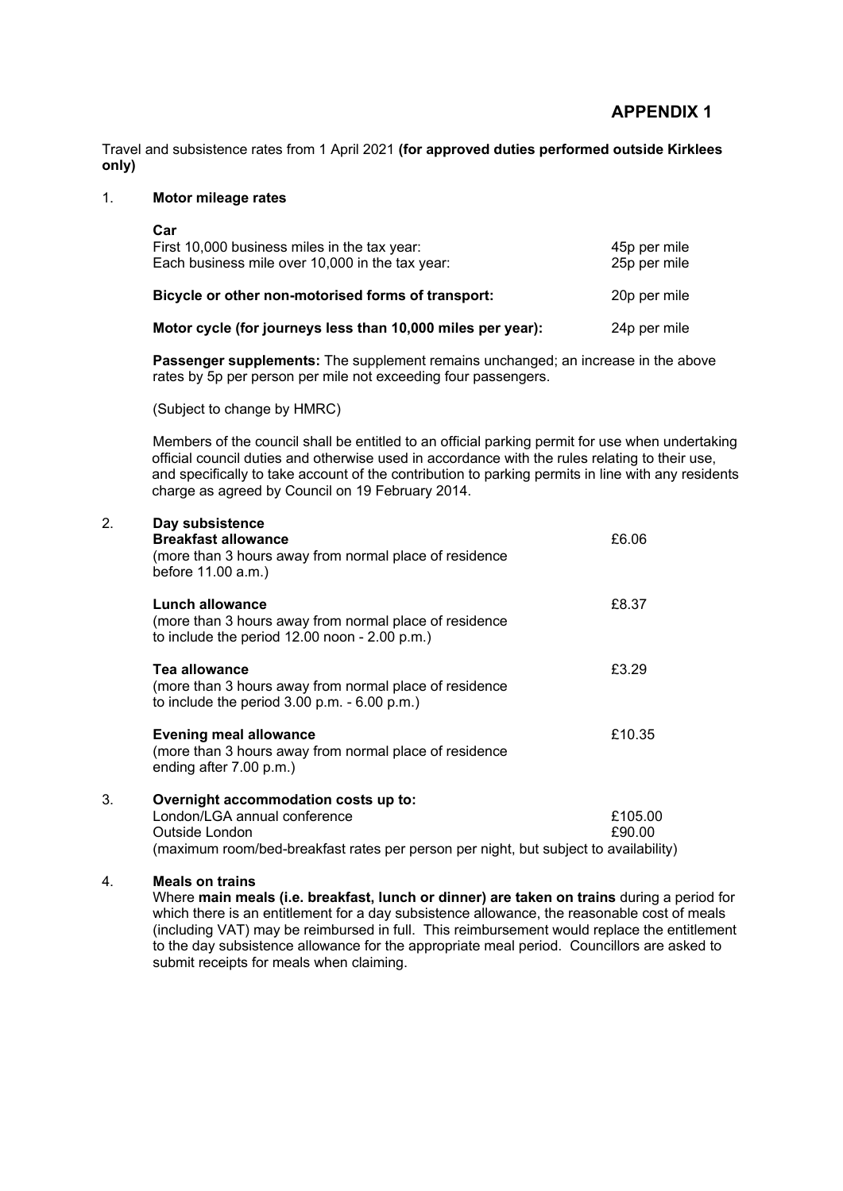# APPENDIX 1

Travel and subsistence rates from 1 April 2021 **(for approved duties performed outside Kirklees only)**

## 1. Motor mileage rates

**Car**

| | |
|---|---|
| First 10,000 business miles in the tax year: | 45p per mile |
| Each business mile over 10,000 in the tax year: | 25p per mile |
| **Bicycle or other non-motorised forms of transport:** | 20p per mile |
| **Motor cycle (for journeys less than 10,000 miles per year):** | 24p per mile |

**Passenger supplements:** The supplement remains unchanged; an increase in the above rates by 5p per person per mile not exceeding four passengers.

(Subject to change by HMRC)

Members of the council shall be entitled to an official parking permit for use when undertaking official council duties and otherwise used in accordance with the rules relating to their use, and specifically to take account of the contribution to parking permits in line with any residents charge as agreed by Council on 19 February 2014.

## 2. Day subsistence

| | |
|---|---|
| **Breakfast allowance**<br>(more than 3 hours away from normal place of residence before 11.00 a.m.) | £6.06 |
| **Lunch allowance**<br>(more than 3 hours away from normal place of residence to include the period 12.00 noon - 2.00 p.m.) | £8.37 |
| **Tea allowance**<br>(more than 3 hours away from normal place of residence to include the period 3.00 p.m. - 6.00 p.m.) | £3.29 |
| **Evening meal allowance**<br>(more than 3 hours away from normal place of residence ending after 7.00 p.m.) | £10.35 |

## 3. Overnight accommodation costs up to:

| | |
|---|---|
| London/LGA annual conference | £105.00 |
| Outside London | £90.00 |

(maximum room/bed-breakfast rates per person per night, but subject to availability)

## 4. Meals on trains

Where **main meals (i.e. breakfast, lunch or dinner) are taken on trains** during a period for which there is an entitlement for a day subsistence allowance, the reasonable cost of meals (including VAT) may be reimbursed in full. This reimbursement would replace the entitlement to the day subsistence allowance for the appropriate meal period. Councillors are asked to submit receipts for meals when claiming.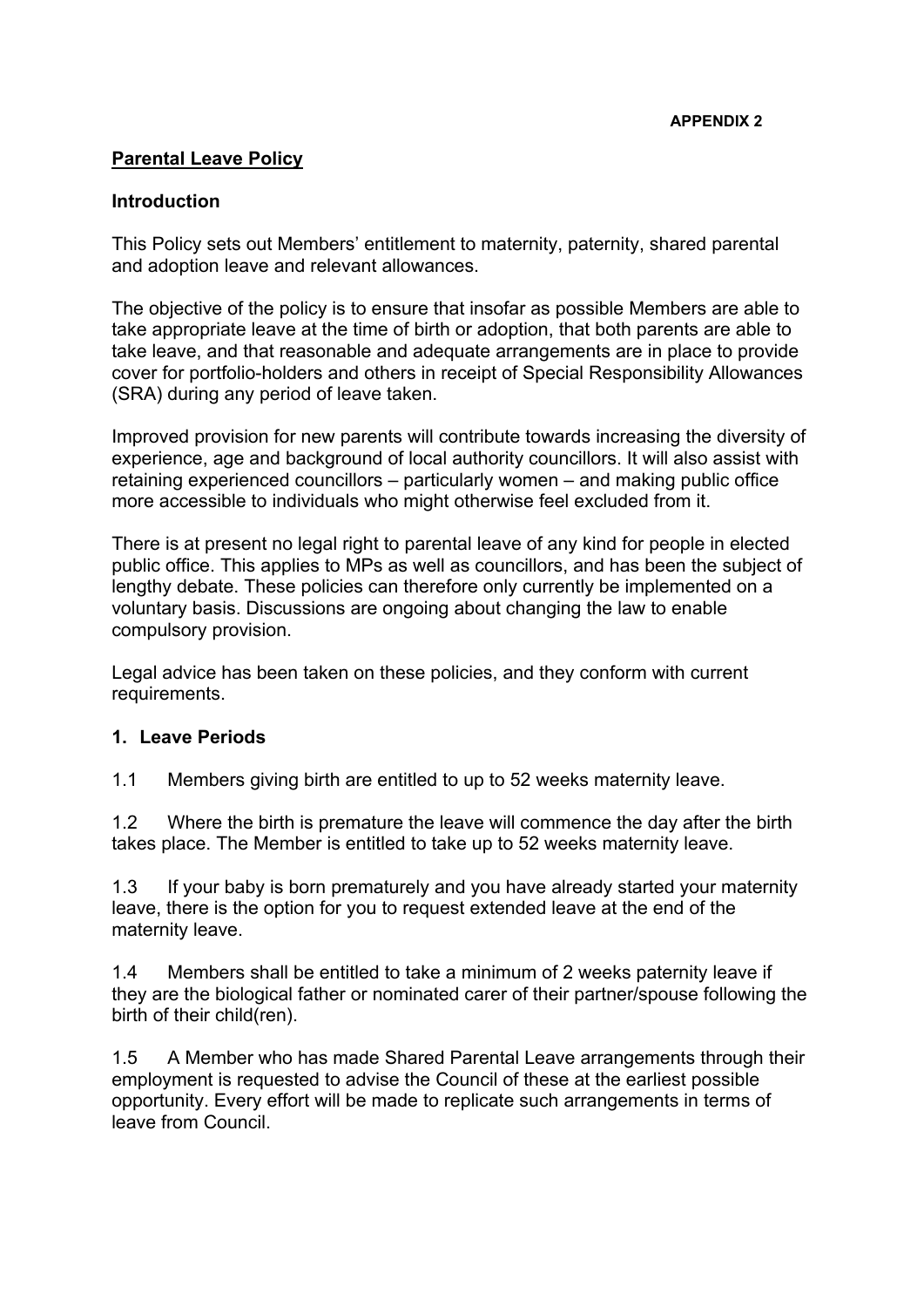**APPENDIX 2**

## Parental Leave Policy

### Introduction

This Policy sets out Members' entitlement to maternity, paternity, shared parental and adoption leave and relevant allowances.

The objective of the policy is to ensure that insofar as possible Members are able to take appropriate leave at the time of birth or adoption, that both parents are able to take leave, and that reasonable and adequate arrangements are in place to provide cover for portfolio-holders and others in receipt of Special Responsibility Allowances (SRA) during any period of leave taken.

Improved provision for new parents will contribute towards increasing the diversity of experience, age and background of local authority councillors. It will also assist with retaining experienced councillors – particularly women – and making public office more accessible to individuals who might otherwise feel excluded from it.

There is at present no legal right to parental leave of any kind for people in elected public office. This applies to MPs as well as councillors, and has been the subject of lengthy debate. These policies can therefore only currently be implemented on a voluntary basis. Discussions are ongoing about changing the law to enable compulsory provision.

Legal advice has been taken on these policies, and they conform with current requirements.

### 1. Leave Periods

1.1 Members giving birth are entitled to up to 52 weeks maternity leave.

1.2 Where the birth is premature the leave will commence the day after the birth takes place. The Member is entitled to take up to 52 weeks maternity leave.

1.3 If your baby is born prematurely and you have already started your maternity leave, there is the option for you to request extended leave at the end of the maternity leave.

1.4 Members shall be entitled to take a minimum of 2 weeks paternity leave if they are the biological father or nominated carer of their partner/spouse following the birth of their child(ren).

1.5 A Member who has made Shared Parental Leave arrangements through their employment is requested to advise the Council of these at the earliest possible opportunity. Every effort will be made to replicate such arrangements in terms of leave from Council.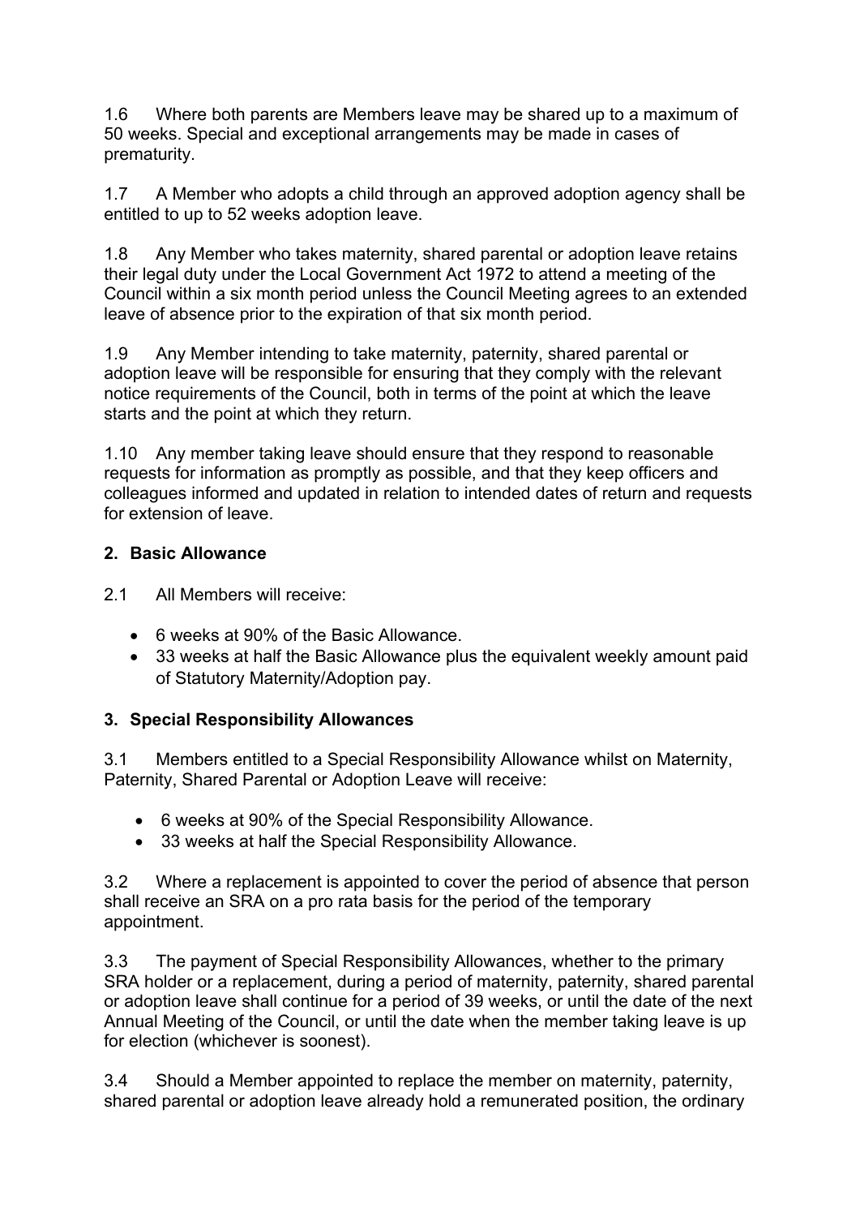1.6 Where both parents are Members leave may be shared up to a maximum of 50 weeks. Special and exceptional arrangements may be made in cases of prematurity.

1.7 A Member who adopts a child through an approved adoption agency shall be entitled to up to 52 weeks adoption leave.

1.8 Any Member who takes maternity, shared parental or adoption leave retains their legal duty under the Local Government Act 1972 to attend a meeting of the Council within a six month period unless the Council Meeting agrees to an extended leave of absence prior to the expiration of that six month period.

1.9 Any Member intending to take maternity, paternity, shared parental or adoption leave will be responsible for ensuring that they comply with the relevant notice requirements of the Council, both in terms of the point at which the leave starts and the point at which they return.

1.10 Any member taking leave should ensure that they respond to reasonable requests for information as promptly as possible, and that they keep officers and colleagues informed and updated in relation to intended dates of return and requests for extension of leave.

## 2. Basic Allowance

2.1 All Members will receive:

- 6 weeks at 90% of the Basic Allowance.
- 33 weeks at half the Basic Allowance plus the equivalent weekly amount paid of Statutory Maternity/Adoption pay.

## 3. Special Responsibility Allowances

3.1 Members entitled to a Special Responsibility Allowance whilst on Maternity, Paternity, Shared Parental or Adoption Leave will receive:

- 6 weeks at 90% of the Special Responsibility Allowance.
- 33 weeks at half the Special Responsibility Allowance.

3.2 Where a replacement is appointed to cover the period of absence that person shall receive an SRA on a pro rata basis for the period of the temporary appointment.

3.3 The payment of Special Responsibility Allowances, whether to the primary SRA holder or a replacement, during a period of maternity, paternity, shared parental or adoption leave shall continue for a period of 39 weeks, or until the date of the next Annual Meeting of the Council, or until the date when the member taking leave is up for election (whichever is soonest).

3.4 Should a Member appointed to replace the member on maternity, paternity, shared parental or adoption leave already hold a remunerated position, the ordinary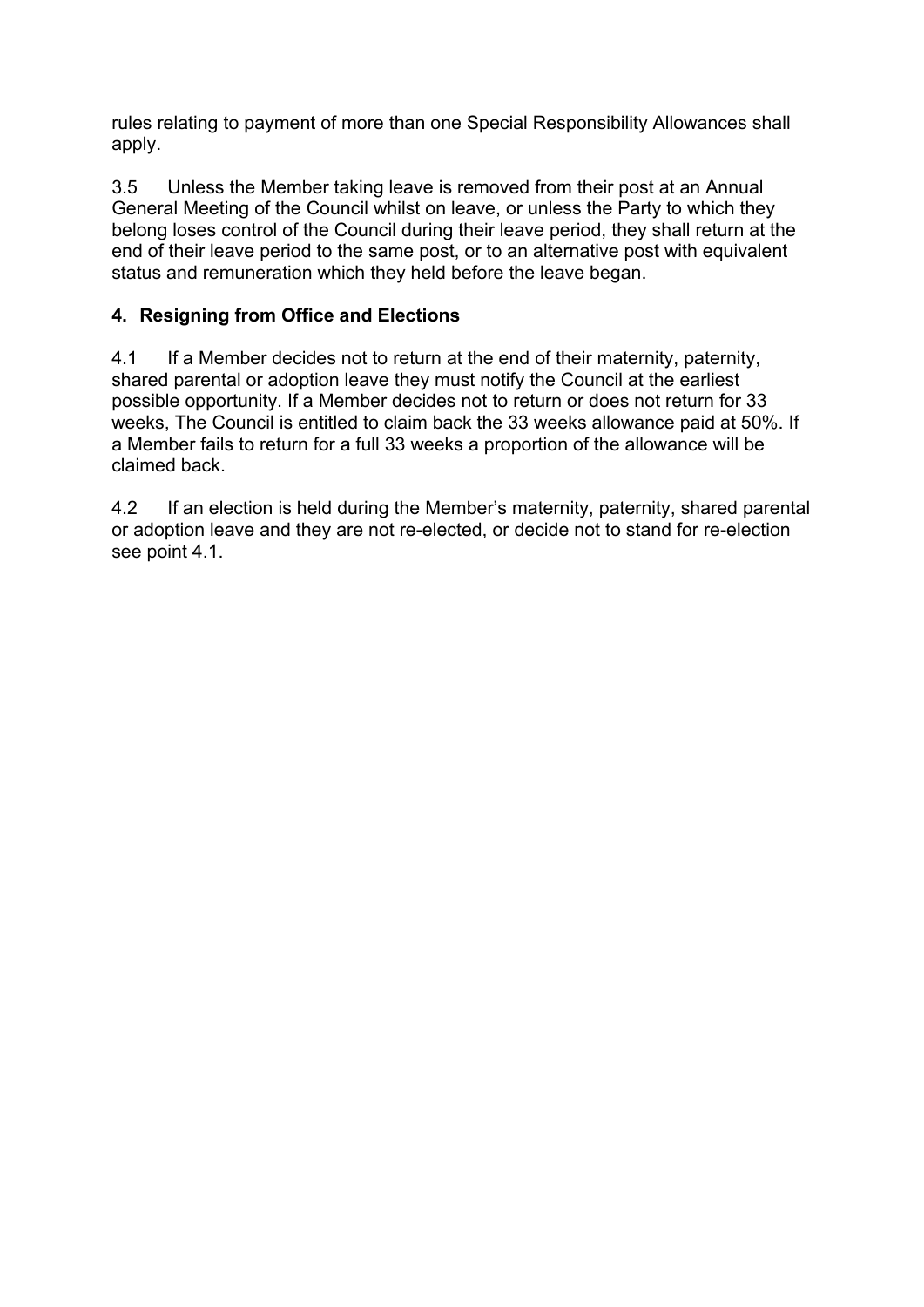rules relating to payment of more than one Special Responsibility Allowances shall apply.

3.5 Unless the Member taking leave is removed from their post at an Annual General Meeting of the Council whilst on leave, or unless the Party to which they belong loses control of the Council during their leave period, they shall return at the end of their leave period to the same post, or to an alternative post with equivalent status and remuneration which they held before the leave began.

## 4. Resigning from Office and Elections

4.1 If a Member decides not to return at the end of their maternity, paternity, shared parental or adoption leave they must notify the Council at the earliest possible opportunity. If a Member decides not to return or does not return for 33 weeks, The Council is entitled to claim back the 33 weeks allowance paid at 50%. If a Member fails to return for a full 33 weeks a proportion of the allowance will be claimed back.

4.2 If an election is held during the Member's maternity, paternity, shared parental or adoption leave and they are not re-elected, or decide not to stand for re-election see point 4.1.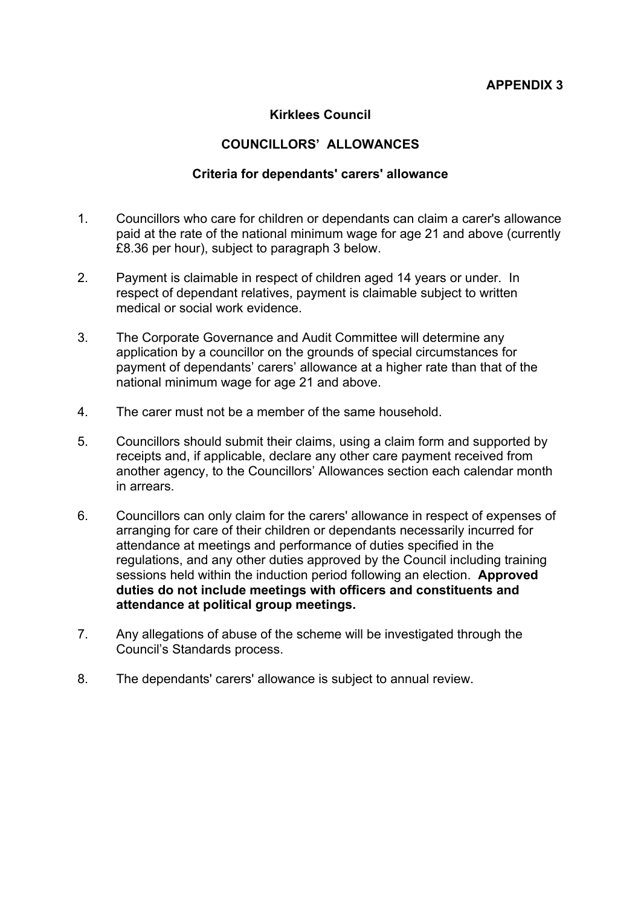**APPENDIX 3**

**Kirklees Council**

**COUNCILLORS' ALLOWANCES**

**Criteria for dependants' carers' allowance**

1. Councillors who care for children or dependants can claim a carer's allowance paid at the rate of the national minimum wage for age 21 and above (currently £8.36 per hour), subject to paragraph 3 below.

2. Payment is claimable in respect of children aged 14 years or under. In respect of dependant relatives, payment is claimable subject to written medical or social work evidence.

3. The Corporate Governance and Audit Committee will determine any application by a councillor on the grounds of special circumstances for payment of dependants' carers' allowance at a higher rate than that of the national minimum wage for age 21 and above.

4. The carer must not be a member of the same household.

5. Councillors should submit their claims, using a claim form and supported by receipts and, if applicable, declare any other care payment received from another agency, to the Councillors' Allowances section each calendar month in arrears.

6. Councillors can only claim for the carers' allowance in respect of expenses of arranging for care of their children or dependants necessarily incurred for attendance at meetings and performance of duties specified in the regulations, and any other duties approved by the Council including training sessions held within the induction period following an election. **Approved duties do not include meetings with officers and constituents and attendance at political group meetings.**

7. Any allegations of abuse of the scheme will be investigated through the Council's Standards process.

8. The dependants' carers' allowance is subject to annual review.